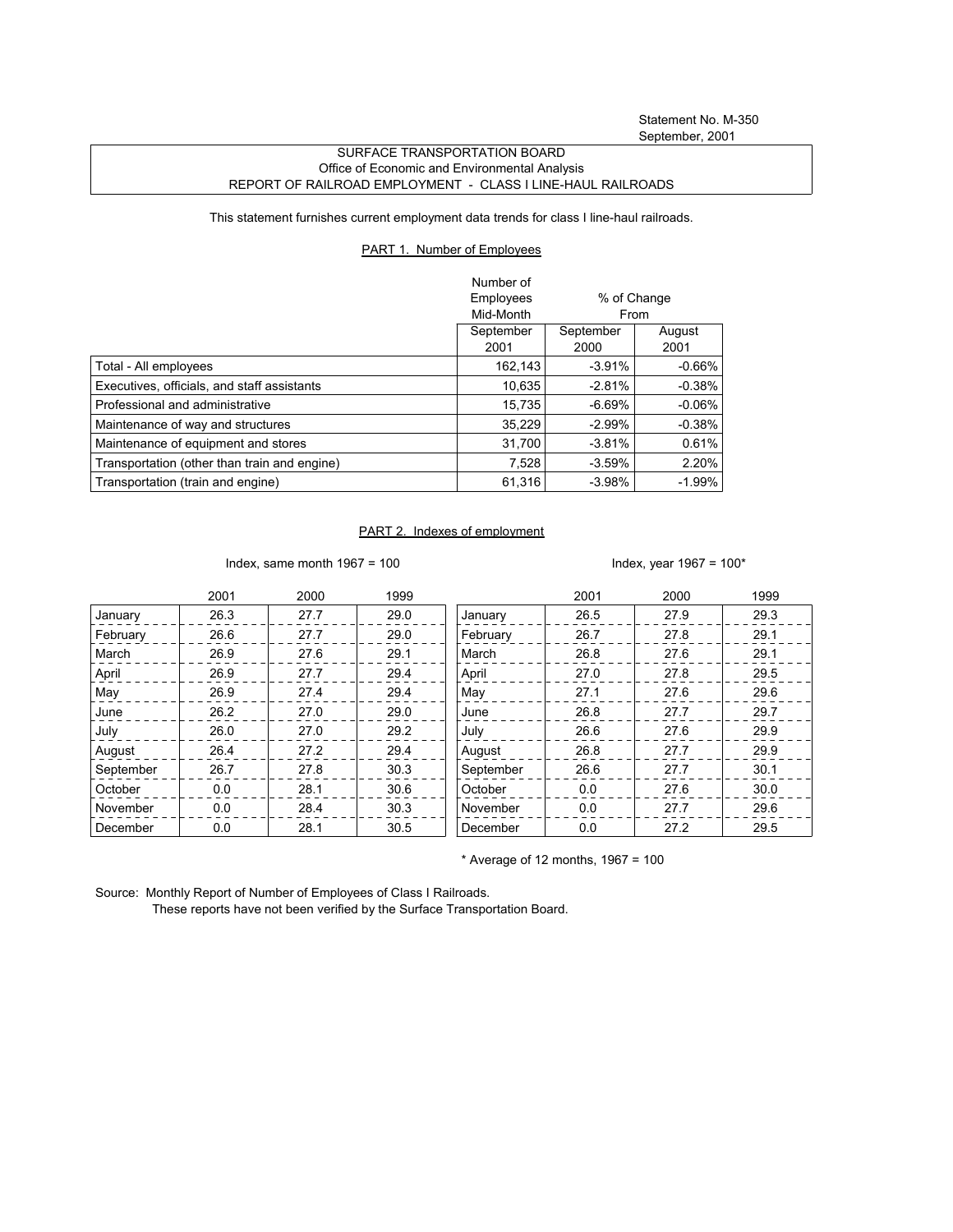Statement No. M-350
September, 2001

SURFACE TRANSPORTATION BOARD
Office of Economic and Environmental Analysis
REPORT OF RAILROAD EMPLOYMENT - CLASS I LINE-HAUL RAILROADS

This statement furnishes current employment data trends for class I line-haul railroads.

## PART 1. Number of Employees

| | Number of Employees Mid-Month | % of Change From | |
|---|---|---|---|
| | September 2001 | September 2000 | August 2001 |
| Total - All employees | 162,143 | -3.91% | -0.66% |
| Executives, officials, and staff assistants | 10,635 | -2.81% | -0.38% |
| Professional and administrative | 15,735 | -6.69% | -0.06% |
| Maintenance of way and structures | 35,229 | -2.99% | -0.38% |
| Maintenance of equipment and stores | 31,700 | -3.81% | 0.61% |
| Transportation (other than train and engine) | 7,528 | -3.59% | 2.20% |
| Transportation (train and engine) | 61,316 | -3.98% | -1.99% |

## PART 2. Indexes of employment

Index, same month 1967 = 100

| | 2001 | 2000 | 1999 |
|---|---|---|---|
| January | 26.3 | 27.7 | 29.0 |
| February | 26.6 | 27.7 | 29.0 |
| March | 26.9 | 27.6 | 29.1 |
| April | 26.9 | 27.7 | 29.4 |
| May | 26.9 | 27.4 | 29.4 |
| June | 26.2 | 27.0 | 29.0 |
| July | 26.0 | 27.0 | 29.2 |
| August | 26.4 | 27.2 | 29.4 |
| September | 26.7 | 27.8 | 30.3 |
| October | 0.0 | 28.1 | 30.6 |
| November | 0.0 | 28.4 | 30.3 |
| December | 0.0 | 28.1 | 30.5 |

Index, year 1967 = 100*

| | 2001 | 2000 | 1999 |
|---|---|---|---|
| January | 26.5 | 27.9 | 29.3 |
| February | 26.7 | 27.8 | 29.1 |
| March | 26.8 | 27.6 | 29.1 |
| April | 27.0 | 27.8 | 29.5 |
| May | 27.1 | 27.6 | 29.6 |
| June | 26.8 | 27.7 | 29.7 |
| July | 26.6 | 27.6 | 29.9 |
| August | 26.8 | 27.7 | 29.9 |
| September | 26.6 | 27.7 | 30.1 |
| October | 0.0 | 27.6 | 30.0 |
| November | 0.0 | 27.7 | 29.6 |
| December | 0.0 | 27.2 | 29.5 |

\* Average of 12 months, 1967 = 100

Source: Monthly Report of Number of Employees of Class I Railroads.
These reports have not been verified by the Surface Transportation Board.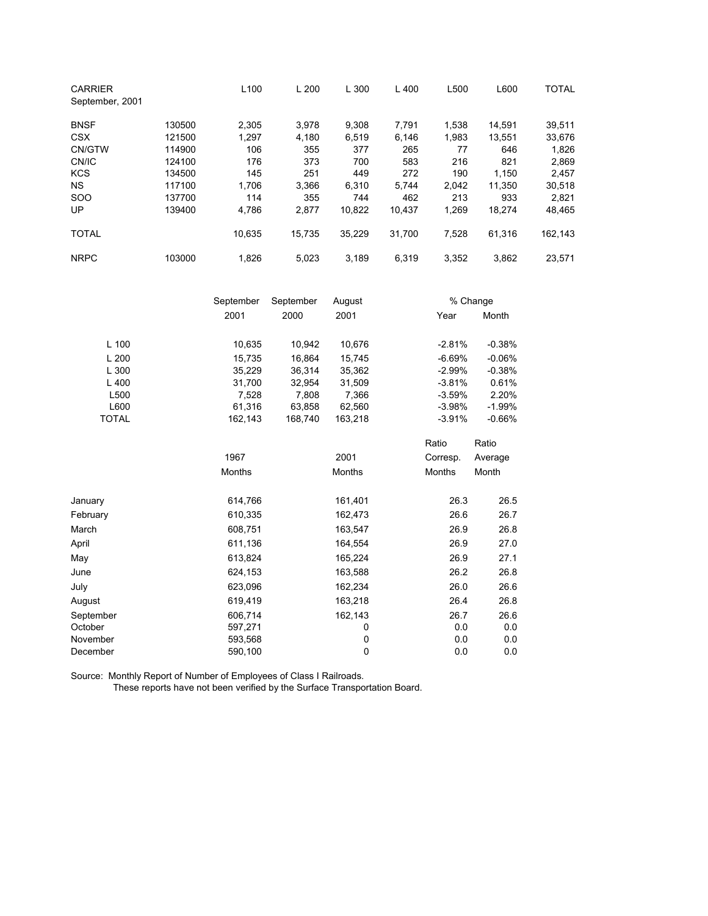| CARRIER September, 2001 | | L100 | L 200 | L 300 | L 400 | L500 | L600 | TOTAL |
|---|---|---|---|---|---|---|---|---|
| BNSF | 130500 | 2,305 | 3,978 | 9,308 | 7,791 | 1,538 | 14,591 | 39,511 |
| CSX | 121500 | 1,297 | 4,180 | 6,519 | 6,146 | 1,983 | 13,551 | 33,676 |
| CN/GTW | 114900 | 106 | 355 | 377 | 265 | 77 | 646 | 1,826 |
| CN/IC | 124100 | 176 | 373 | 700 | 583 | 216 | 821 | 2,869 |
| KCS | 134500 | 145 | 251 | 449 | 272 | 190 | 1,150 | 2,457 |
| NS | 117100 | 1,706 | 3,366 | 6,310 | 5,744 | 2,042 | 11,350 | 30,518 |
| SOO | 137700 | 114 | 355 | 744 | 462 | 213 | 933 | 2,821 |
| UP | 139400 | 4,786 | 2,877 | 10,822 | 10,437 | 1,269 | 18,274 | 48,465 |
| TOTAL | | 10,635 | 15,735 | 35,229 | 31,700 | 7,528 | 61,316 | 162,143 |
| NRPC | 103000 | 1,826 | 5,023 | 3,189 | 6,319 | 3,352 | 3,862 | 23,571 |

| | September 2001 | September 2000 | August 2001 | % Change Year | % Change Month |
|---|---|---|---|---|---|
| L 100 | 10,635 | 10,942 | 10,676 | -2.81% | -0.38% |
| L 200 | 15,735 | 16,864 | 15,745 | -6.69% | -0.06% |
| L 300 | 35,229 | 36,314 | 35,362 | -2.99% | -0.38% |
| L 400 | 31,700 | 32,954 | 31,509 | -3.81% | 0.61% |
| L500 | 7,528 | 7,808 | 7,366 | -3.59% | 2.20% |
| L600 | 61,316 | 63,858 | 62,560 | -3.98% | -1.99% |
| TOTAL | 162,143 | 168,740 | 163,218 | -3.91% | -0.66% |

| | 1967 Months | 2001 Months | Ratio Corresp. Months | Ratio Average Month |
|---|---|---|---|---|
| January | 614,766 | 161,401 | 26.3 | 26.5 |
| February | 610,335 | 162,473 | 26.6 | 26.7 |
| March | 608,751 | 163,547 | 26.9 | 26.8 |
| April | 611,136 | 164,554 | 26.9 | 27.0 |
| May | 613,824 | 165,224 | 26.9 | 27.1 |
| June | 624,153 | 163,588 | 26.2 | 26.8 |
| July | 623,096 | 162,234 | 26.0 | 26.6 |
| August | 619,419 | 163,218 | 26.4 | 26.8 |
| September | 606,714 | 162,143 | 26.7 | 26.6 |
| October | 597,271 | 0 | 0.0 | 0.0 |
| November | 593,568 | 0 | 0.0 | 0.0 |
| December | 590,100 | 0 | 0.0 | 0.0 |

Source: Monthly Report of Number of Employees of Class I Railroads.
These reports have not been verified by the Surface Transportation Board.